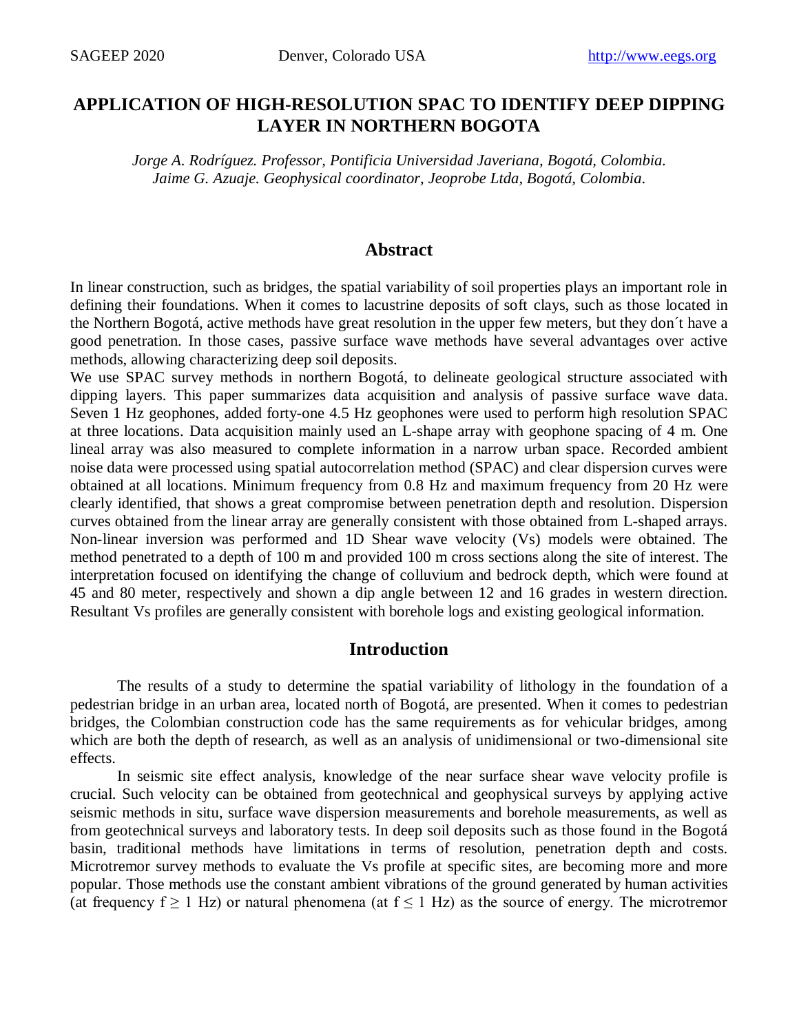# APPLICATION OF HIGH-RESOLUTION SPAC TO IDENTIFY DEEP DIPPING LAYER IN NORTHERN BOGOTA

*Jorge A. Rodríguez. Professor, Pontificia Universidad Javeriana, Bogotá, Colombia.*
*Jaime G. Azuaje. Geophysical coordinator, Jeoprobe Ltda, Bogotá, Colombia.*

## Abstract

In linear construction, such as bridges, the spatial variability of soil properties plays an important role in defining their foundations. When it comes to lacustrine deposits of soft clays, such as those located in the Northern Bogotá, active methods have great resolution in the upper few meters, but they don´t have a good penetration. In those cases, passive surface wave methods have several advantages over active methods, allowing characterizing deep soil deposits.

We use SPAC survey methods in northern Bogotá, to delineate geological structure associated with dipping layers. This paper summarizes data acquisition and analysis of passive surface wave data. Seven 1 Hz geophones, added forty-one 4.5 Hz geophones were used to perform high resolution SPAC at three locations. Data acquisition mainly used an L-shape array with geophone spacing of 4 m. One lineal array was also measured to complete information in a narrow urban space. Recorded ambient noise data were processed using spatial autocorrelation method (SPAC) and clear dispersion curves were obtained at all locations. Minimum frequency from 0.8 Hz and maximum frequency from 20 Hz were clearly identified, that shows a great compromise between penetration depth and resolution. Dispersion curves obtained from the linear array are generally consistent with those obtained from L-shaped arrays. Non-linear inversion was performed and 1D Shear wave velocity (Vs) models were obtained. The method penetrated to a depth of 100 m and provided 100 m cross sections along the site of interest. The interpretation focused on identifying the change of colluvium and bedrock depth, which were found at 45 and 80 meter, respectively and shown a dip angle between 12 and 16 grades in western direction. Resultant Vs profiles are generally consistent with borehole logs and existing geological information.

## Introduction

The results of a study to determine the spatial variability of lithology in the foundation of a pedestrian bridge in an urban area, located north of Bogotá, are presented. When it comes to pedestrian bridges, the Colombian construction code has the same requirements as for vehicular bridges, among which are both the depth of research, as well as an analysis of unidimensional or two-dimensional site effects.

In seismic site effect analysis, knowledge of the near surface shear wave velocity profile is crucial. Such velocity can be obtained from geotechnical and geophysical surveys by applying active seismic methods in situ, surface wave dispersion measurements and borehole measurements, as well as from geotechnical surveys and laboratory tests. In deep soil deposits such as those found in the Bogotá basin, traditional methods have limitations in terms of resolution, penetration depth and costs. Microtremor survey methods to evaluate the Vs profile at specific sites, are becoming more and more popular. Those methods use the constant ambient vibrations of the ground generated by human activities (at frequency $f \geq 1$ Hz) or natural phenomena (at $f \leq 1$ Hz) as the source of energy. The microtremor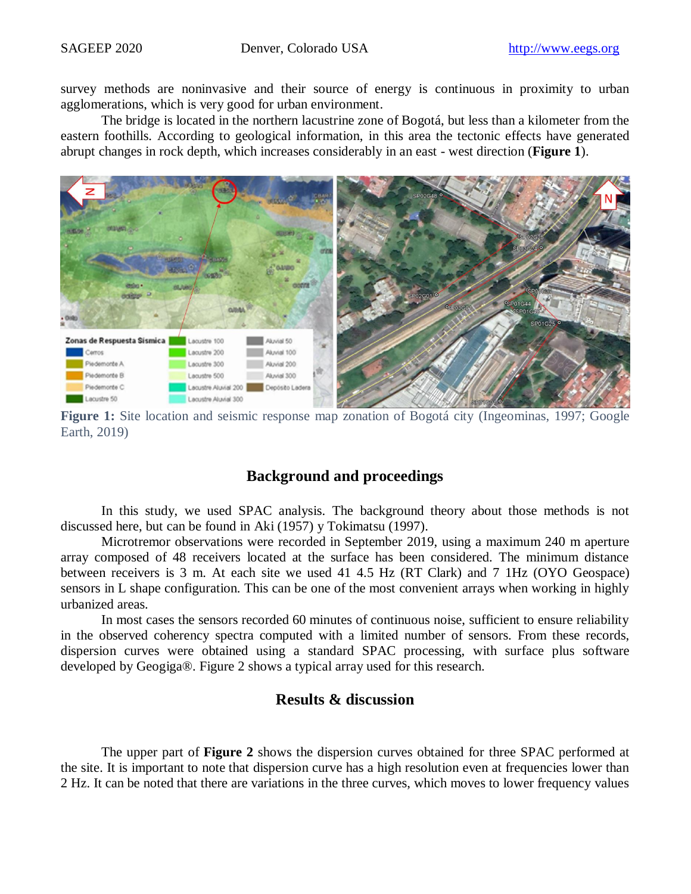survey methods are noninvasive and their source of energy is continuous in proximity to urban agglomerations, which is very good for urban environment.

The bridge is located in the northern lacustrine zone of Bogotá, but less than a kilometer from the eastern foothills. According to geological information, in this area the tectonic effects have generated abrupt changes in rock depth, which increases considerably in an east - west direction (**Figure 1**).

**Figure 1:** Site location and seismic response map zonation of Bogotá city (Ingeominas, 1997; Google Earth, 2019)

## Background and proceedings

In this study, we used SPAC analysis. The background theory about those methods is not discussed here, but can be found in Aki (1957) y Tokimatsu (1997).

Microtremor observations were recorded in September 2019, using a maximum 240 m aperture array composed of 48 receivers located at the surface has been considered. The minimum distance between receivers is 3 m. At each site we used 41 4.5 Hz (RT Clark) and 7 1Hz (OYO Geospace) sensors in L shape configuration. This can be one of the most convenient arrays when working in highly urbanized areas.

In most cases the sensors recorded 60 minutes of continuous noise, sufficient to ensure reliability in the observed coherency spectra computed with a limited number of sensors. From these records, dispersion curves were obtained using a standard SPAC processing, with surface plus software developed by Geogiga®. Figure 2 shows a typical array used for this research.

## Results & discussion

The upper part of **Figure 2** shows the dispersion curves obtained for three SPAC performed at the site. It is important to note that dispersion curve has a high resolution even at frequencies lower than 2 Hz. It can be noted that there are variations in the three curves, which moves to lower frequency values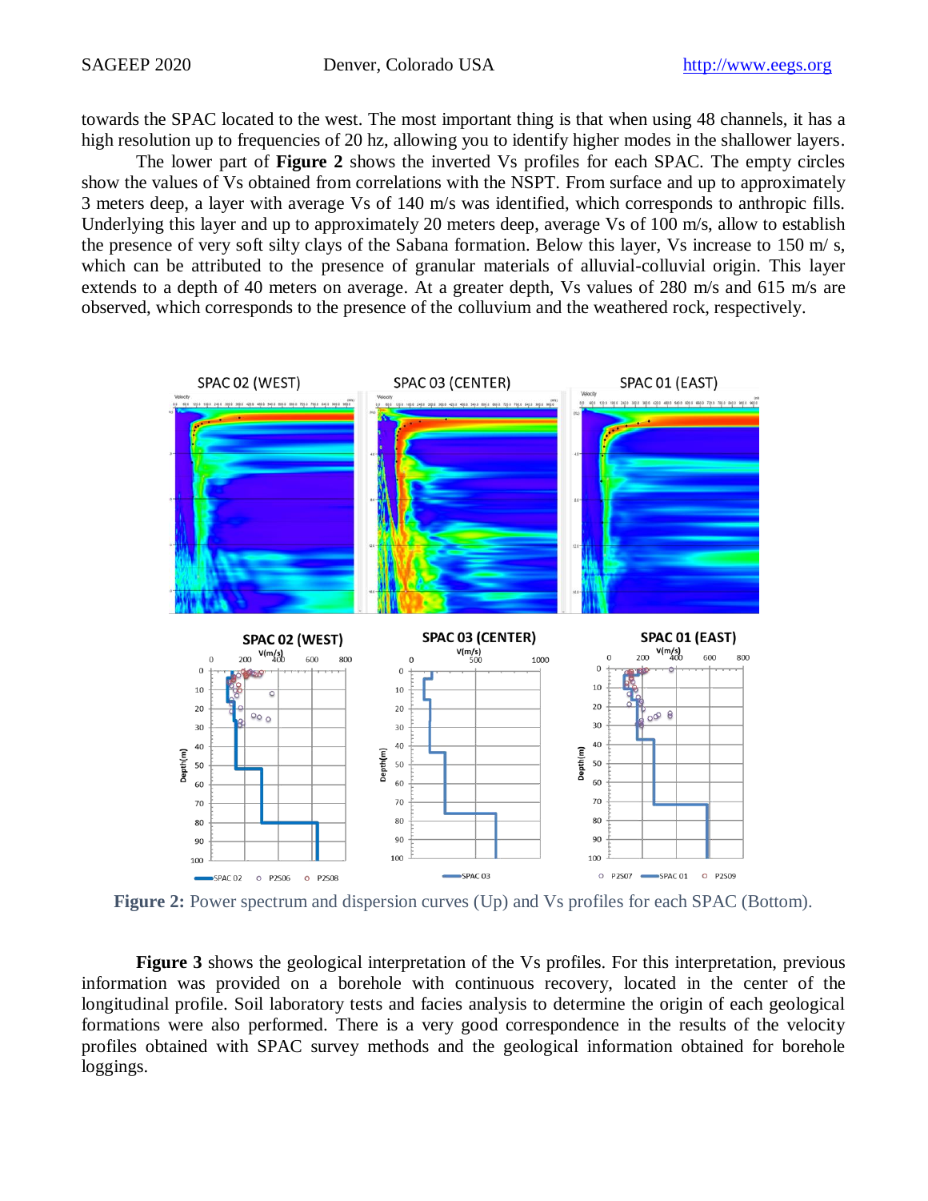towards the SPAC located to the west. The most important thing is that when using 48 channels, it has a high resolution up to frequencies of 20 hz, allowing you to identify higher modes in the shallower layers.

The lower part of **Figure 2** shows the inverted Vs profiles for each SPAC. The empty circles show the values of Vs obtained from correlations with the NSPT. From surface and up to approximately 3 meters deep, a layer with average Vs of 140 m/s was identified, which corresponds to anthropic fills. Underlying this layer and up to approximately 20 meters deep, average Vs of 100 m/s, allow to establish the presence of very soft silty clays of the Sabana formation. Below this layer, Vs increase to 150 m/ s, which can be attributed to the presence of granular materials of alluvial-colluvial origin. This layer extends to a depth of 40 meters on average. At a greater depth, Vs values of 280 m/s and 615 m/s are observed, which corresponds to the presence of the colluvium and the weathered rock, respectively.

**Figure 2:** Power spectrum and dispersion curves (Up) and Vs profiles for each SPAC (Bottom).

**Figure 3** shows the geological interpretation of the Vs profiles. For this interpretation, previous information was provided on a borehole with continuous recovery, located in the center of the longitudinal profile. Soil laboratory tests and facies analysis to determine the origin of each geological formations were also performed. There is a very good correspondence in the results of the velocity profiles obtained with SPAC survey methods and the geological information obtained for borehole loggings.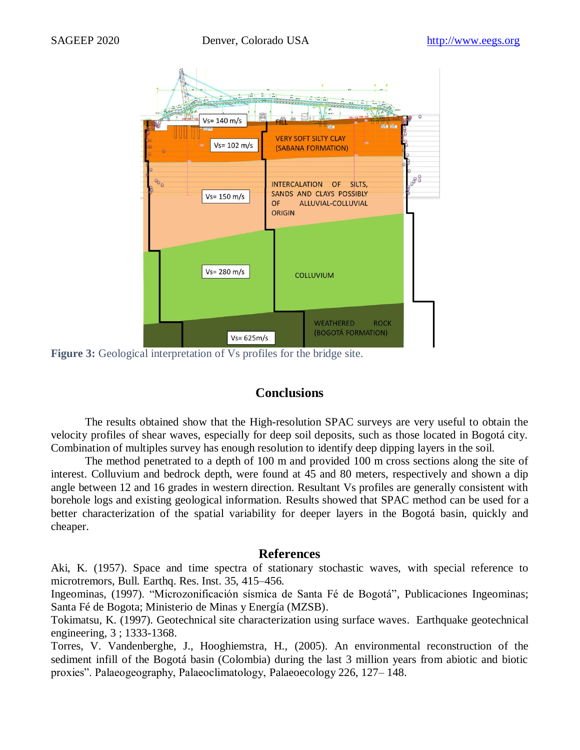VERY SOFT SILTY CLAY (SABANA FORMATION)

FILL

Vs= 140 m/s

Vs= 102 m/s

INTERCALATION OF SILTS, SANDS AND CLAYS POSSIBLY OF ALLUVIAL-COLLUVIAL ORIGIN

Vs= 150 m/s

Vs= 280 m/s

COLLUVIUM

WEATHERED ROCK (BOGOTÁ FORMATION)

Vs= 625m/s

**Figure 3:** Geological interpretation of Vs profiles for the bridge site.

## Conclusions

The results obtained show that the High-resolution SPAC surveys are very useful to obtain the velocity profiles of shear waves, especially for deep soil deposits, such as those located in Bogotá city. Combination of multiples survey has enough resolution to identify deep dipping layers in the soil.

The method penetrated to a depth of 100 m and provided 100 m cross sections along the site of interest. Colluvium and bedrock depth, were found at 45 and 80 meters, respectively and shown a dip angle between 12 and 16 grades in western direction. Resultant Vs profiles are generally consistent with borehole logs and existing geological information. Results showed that SPAC method can be used for a better characterization of the spatial variability for deeper layers in the Bogotá basin, quickly and cheaper.

## References

Aki, K. (1957). Space and time spectra of stationary stochastic waves, with special reference to microtremors, Bull. Earthq. Res. Inst. 35, 415–456.

Ingeominas, (1997). "Microzonificación sísmica de Santa Fé de Bogotá", Publicaciones Ingeominas; Santa Fé de Bogota; Ministerio de Minas y Energía (MZSB).

Tokimatsu, K. (1997). Geotechnical site characterization using surface waves. Earthquake geotechnical engineering, 3 ; 1333-1368.

Torres, V. Vandenberghe, J., Hooghiemstra, H., (2005). An environmental reconstruction of the sediment infill of the Bogotá basin (Colombia) during the last 3 million years from abiotic and biotic proxies". Palaeogeography, Palaeoclimatology, Palaeoecology 226, 127– 148.